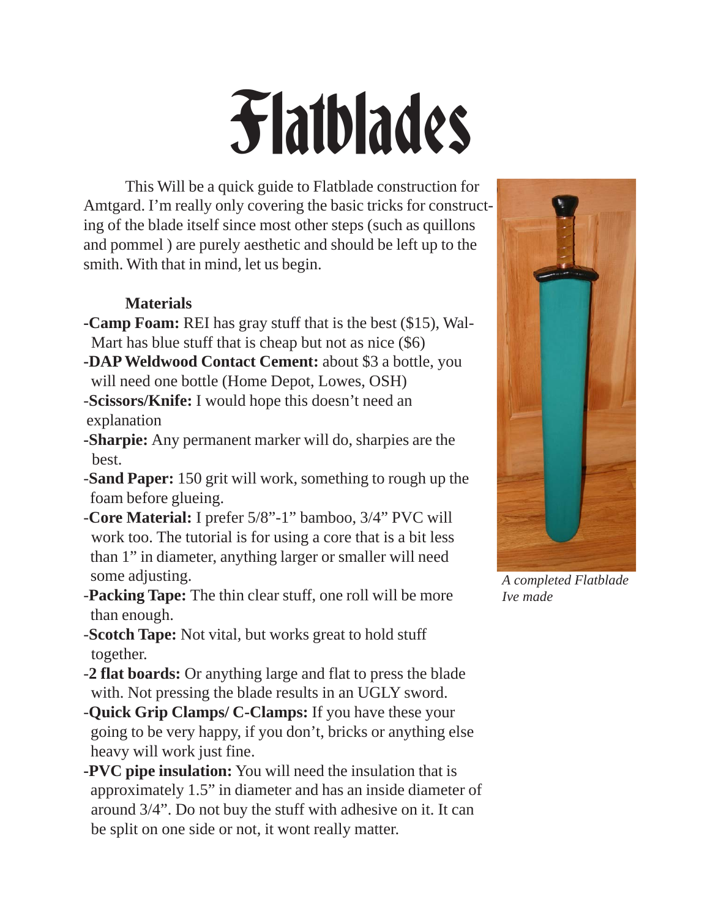# Flatblades

This Will be a quick guide to Flatblade construction for Amtgard. I'm really only covering the basic tricks for constructing of the blade itself since most other steps (such as quillons and pommel ) are purely aesthetic and should be left up to the smith. With that in mind, let us begin.

**Materials**

- **Camp Foam:** REI has gray stuff that is the best ($15), Wal-Mart has blue stuff that is cheap but not as nice ($6)
- **DAP Weldwood Contact Cement:** about $3 a bottle, you will need one bottle (Home Depot, Lowes, OSH)
- **Scissors/Knife:** I would hope this doesn't need an explanation
- **Sharpie:** Any permanent marker will do, sharpies are the best.
- **Sand Paper:** 150 grit will work, something to rough up the foam before glueing.
- **Core Material:** I prefer 5/8"-1" bamboo, 3/4" PVC will work too. The tutorial is for using a core that is a bit less than 1" in diameter, anything larger or smaller will need some adjusting.
- **Packing Tape:** The thin clear stuff, one roll will be more than enough.
- **Scotch Tape:** Not vital, but works great to hold stuff together.
- **2 flat boards:** Or anything large and flat to press the blade with. Not pressing the blade results in an UGLY sword.
- **Quick Grip Clamps/ C-Clamps:** If you have these your going to be very happy, if you don't, bricks or anything else heavy will work just fine.
- **PVC pipe insulation:** You will need the insulation that is approximately 1.5" in diameter and has an inside diameter of around 3/4". Do not buy the stuff with adhesive on it. It can be split on one side or not, it wont really matter.

*A completed Flatblade Ive made*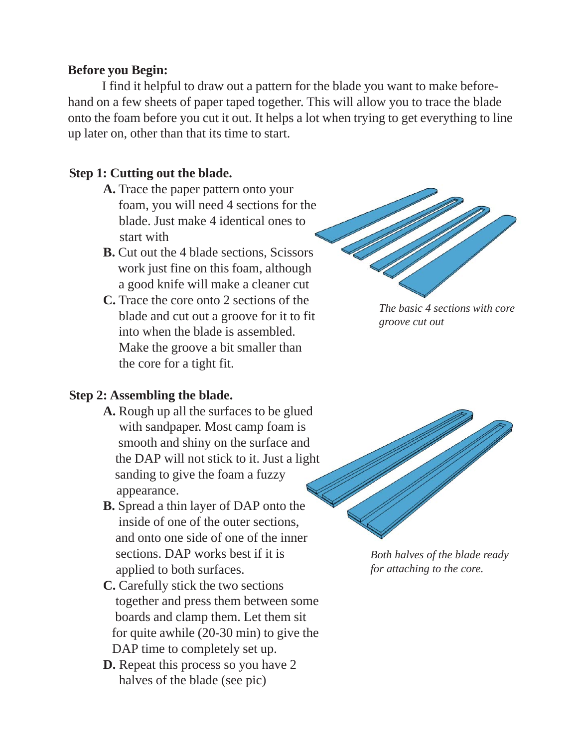**Before you Begin:**

I find it helpful to draw out a pattern for the blade you want to make beforehand on a few sheets of paper taped together. This will allow you to trace the blade onto the foam before you cut it out. It helps a lot when trying to get everything to line up later on, other than that its time to start.

**Step 1: Cutting out the blade.**

**A.** Trace the paper pattern onto your foam, you will need 4 sections for the blade. Just make 4 identical ones to start with

**B.** Cut out the 4 blade sections, Scissors work just fine on this foam, although a good knife will make a cleaner cut

**C.** Trace the core onto 2 sections of the blade and cut out a groove for it to fit into when the blade is assembled. Make the groove a bit smaller than the core for a tight fit.

*The basic 4 sections with core groove cut out*

**Step 2: Assembling the blade.**

**A.** Rough up all the surfaces to be glued with sandpaper. Most camp foam is smooth and shiny on the surface and the DAP will not stick to it. Just a light sanding to give the foam a fuzzy appearance.

**B.** Spread a thin layer of DAP onto the inside of one of the outer sections, and onto one side of one of the inner sections. DAP works best if it is applied to both surfaces.

**C.** Carefully stick the two sections together and press them between some boards and clamp them. Let them sit for quite awhile (20-30 min) to give the DAP time to completely set up.

**D.** Repeat this process so you have 2 halves of the blade (see pic)

*Both halves of the blade ready for attaching to the core.*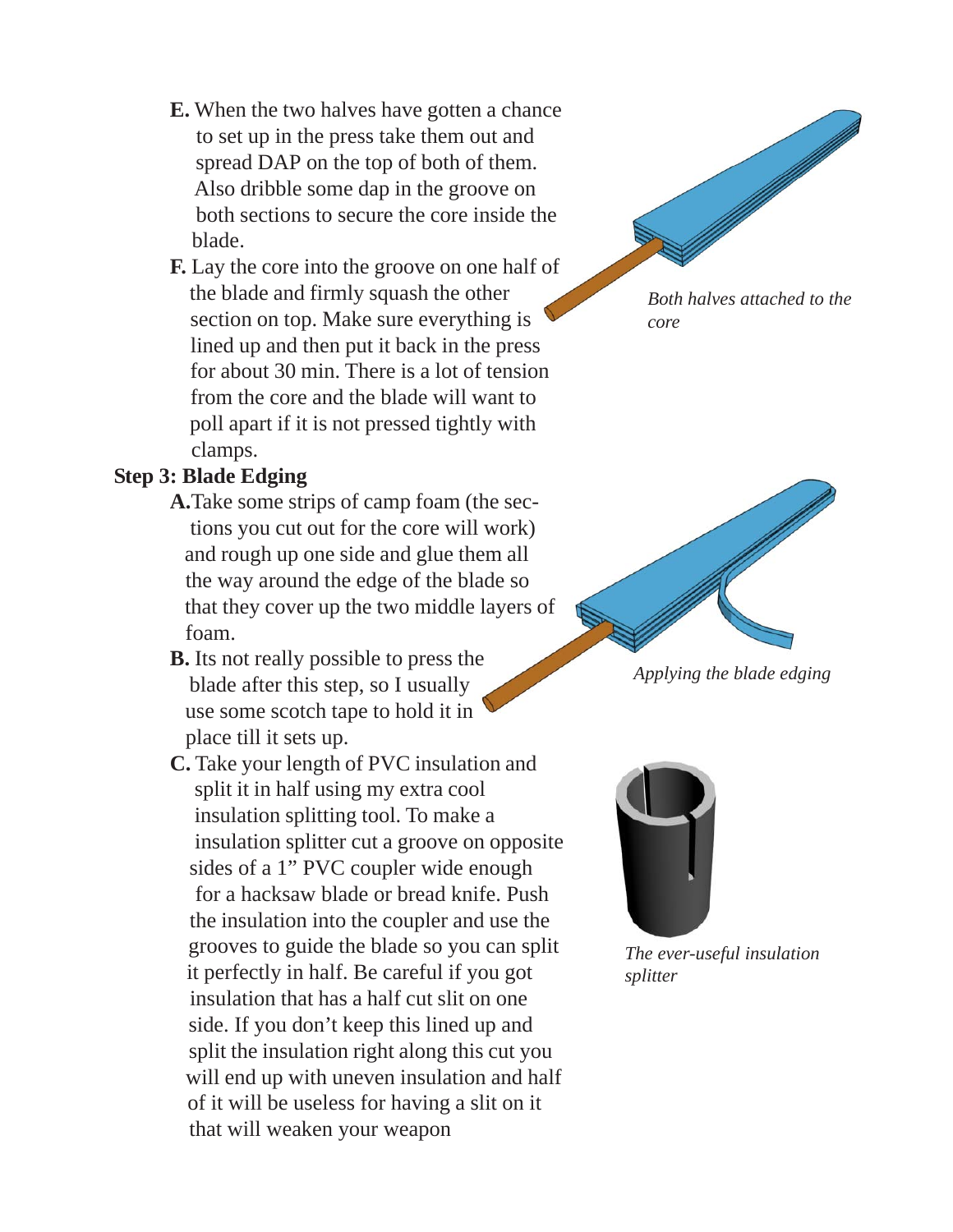**E.** When the two halves have gotten a chance to set up in the press take them out and spread DAP on the top of both of them. Also dribble some dap in the groove on both sections to secure the core inside the blade.

**F.** Lay the core into the groove on one half of the blade and firmly squash the other section on top. Make sure everything is lined up and then put it back in the press for about 30 min. There is a lot of tension from the core and the blade will want to poll apart if it is not pressed tightly with clamps.

*Both halves attached to the core*

**Step 3: Blade Edging**

**A.** Take some strips of camp foam (the sections you cut out for the core will work) and rough up one side and glue them all the way around the edge of the blade so that they cover up the two middle layers of foam.

**B.** Its not really possible to press the blade after this step, so I usually use some scotch tape to hold it in place till it sets up.

*Applying the blade edging*

**C.** Take your length of PVC insulation and split it in half using my extra cool insulation splitting tool. To make a insulation splitter cut a groove on opposite sides of a 1" PVC coupler wide enough for a hacksaw blade or bread knife. Push the insulation into the coupler and use the grooves to guide the blade so you can split it perfectly in half. Be careful if you got insulation that has a half cut slit on one side. If you don't keep this lined up and split the insulation right along this cut you will end up with uneven insulation and half of it will be useless for having a slit on it that will weaken your weapon

*The ever-useful insulation splitter*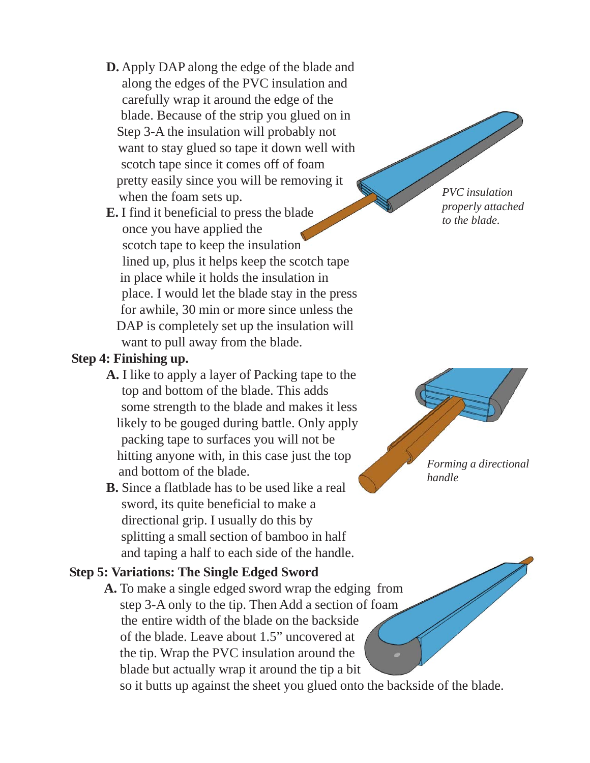**D.** Apply DAP along the edge of the blade and along the edges of the PVC insulation and carefully wrap it around the edge of the blade. Because of the strip you glued on in Step 3-A the insulation will probably not want to stay glued so tape it down well with scotch tape since it comes off of foam pretty easily since you will be removing it when the foam sets up.

**E.** I find it beneficial to press the blade once you have applied the scotch tape to keep the insulation lined up, plus it helps keep the scotch tape in place while it holds the insulation in place. I would let the blade stay in the press for awhile, 30 min or more since unless the DAP is completely set up the insulation will want to pull away from the blade.

*PVC insulation properly attached to the blade.*

### Step 4: Finishing up.

**A.** I like to apply a layer of Packing tape to the top and bottom of the blade. This adds some strength to the blade and makes it less likely to be gouged during battle. Only apply packing tape to surfaces you will not be hitting anyone with, in this case just the top and bottom of the blade.

**B.** Since a flatblade has to be used like a real sword, its quite beneficial to make a directional grip. I usually do this by splitting a small section of bamboo in half and taping a half to each side of the handle.

*Forming a directional handle*

### Step 5: Variations: The Single Edged Sword

**A.** To make a single edged sword wrap the edging from step 3-A only to the tip. Then Add a section of foam the entire width of the blade on the backside of the blade. Leave about 1.5" uncovered at the tip. Wrap the PVC insulation around the blade but actually wrap it around the tip a bit so it butts up against the sheet you glued onto the backside of the blade.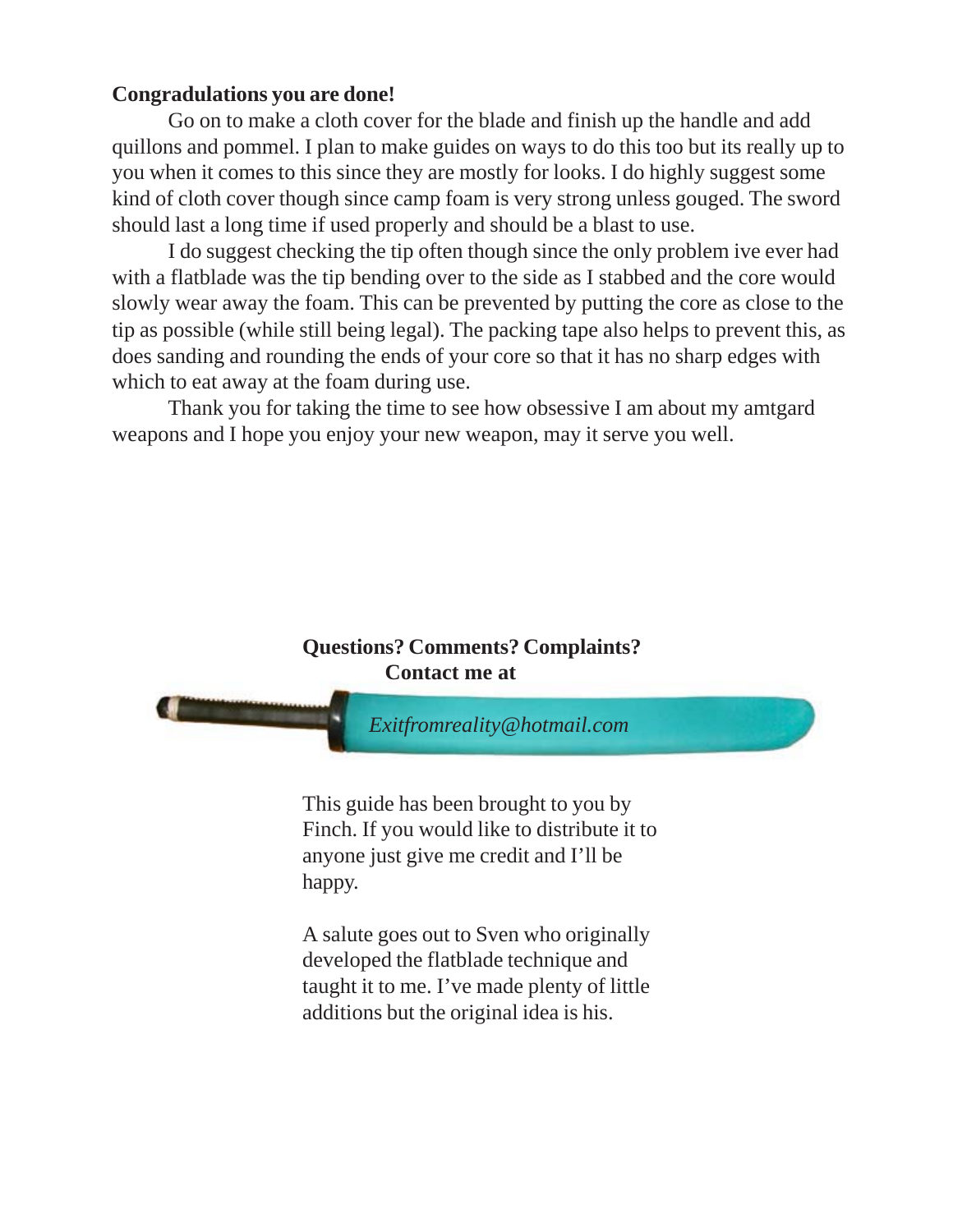**Congradulations you are done!**

Go on to make a cloth cover for the blade and finish up the handle and add quillons and pommel. I plan to make guides on ways to do this too but its really up to you when it comes to this since they are mostly for looks. I do highly suggest some kind of cloth cover though since camp foam is very strong unless gouged. The sword should last a long time if used properly and should be a blast to use.

I do suggest checking the tip often though since the only problem ive ever had with a flatblade was the tip bending over to the side as I stabbed and the core would slowly wear away the foam. This can be prevented by putting the core as close to the tip as possible (while still being legal). The packing tape also helps to prevent this, as does sanding and rounding the ends of your core so that it has no sharp edges with which to eat away at the foam during use.

Thank you for taking the time to see how obsessive I am about my amtgard weapons and I hope you enjoy your new weapon, may it serve you well.

**Questions? Comments? Complaints?**
**Contact me at**

*Exitfromreality@hotmail.com*

This guide has been brought to you by Finch. If you would like to distribute it to anyone just give me credit and I'll be happy.

A salute goes out to Sven who originally developed the flatblade technique and taught it to me. I've made plenty of little additions but the original idea is his.